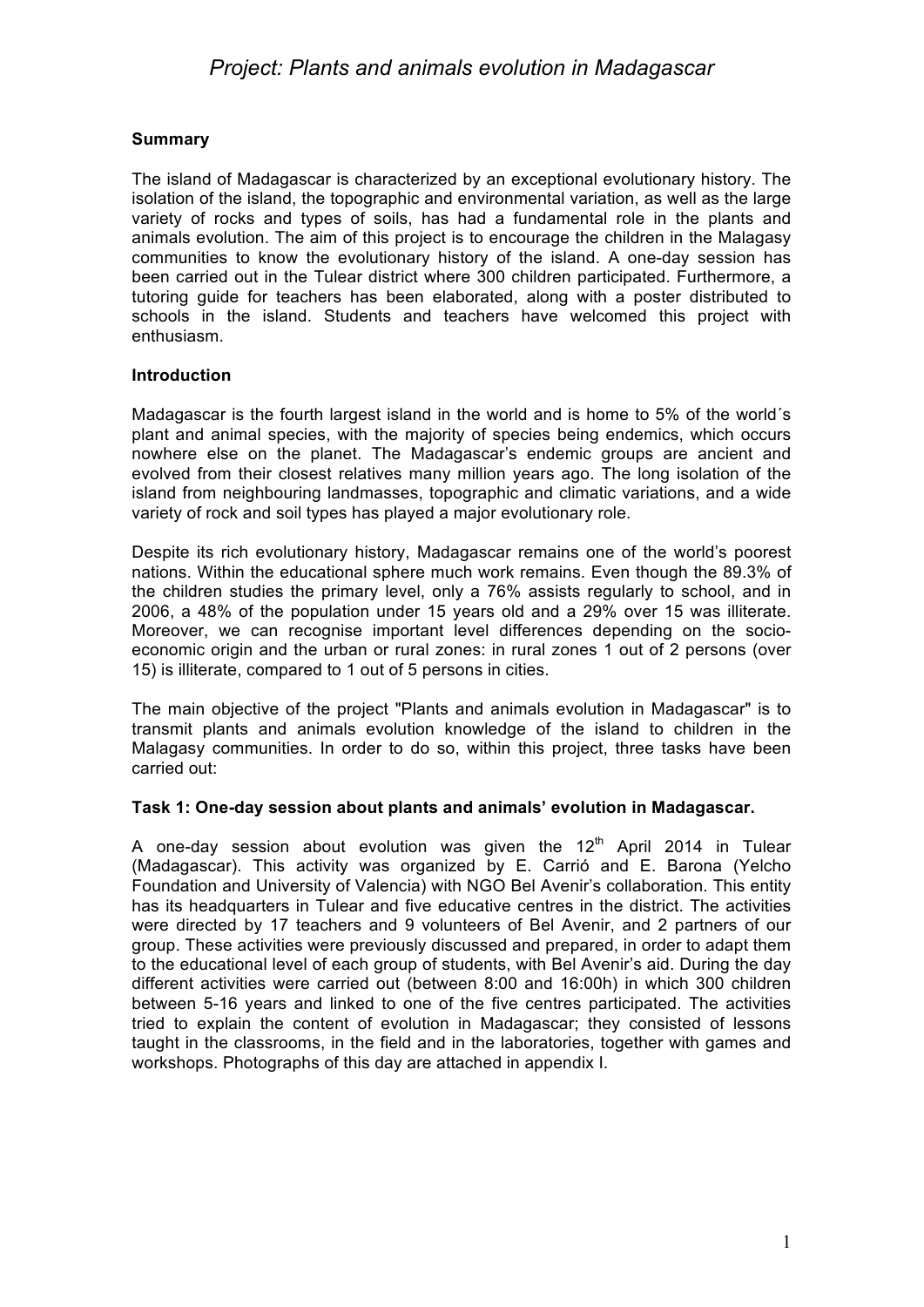# Project: Plants and animals evolution in Madagascar

**Summary**

The island of Madagascar is characterized by an exceptional evolutionary history. The isolation of the island, the topographic and environmental variation, as well as the large variety of rocks and types of soils, has had a fundamental role in the plants and animals evolution. The aim of this project is to encourage the children in the Malagasy communities to know the evolutionary history of the island. A one-day session has been carried out in the Tulear district where 300 children participated. Furthermore, a tutoring guide for teachers has been elaborated, along with a poster distributed to schools in the island. Students and teachers have welcomed this project with enthusiasm.

**Introduction**

Madagascar is the fourth largest island in the world and is home to 5% of the world´s plant and animal species, with the majority of species being endemics, which occurs nowhere else on the planet. The Madagascar's endemic groups are ancient and evolved from their closest relatives many million years ago. The long isolation of the island from neighbouring landmasses, topographic and climatic variations, and a wide variety of rock and soil types has played a major evolutionary role.

Despite its rich evolutionary history, Madagascar remains one of the world's poorest nations. Within the educational sphere much work remains. Even though the 89.3% of the children studies the primary level, only a 76% assists regularly to school, and in 2006, a 48% of the population under 15 years old and a 29% over 15 was illiterate. Moreover, we can recognise important level differences depending on the socio-economic origin and the urban or rural zones: in rural zones 1 out of 2 persons (over 15) is illiterate, compared to 1 out of 5 persons in cities.

The main objective of the project "Plants and animals evolution in Madagascar" is to transmit plants and animals evolution knowledge of the island to children in the Malagasy communities. In order to do so, within this project, three tasks have been carried out:

**Task 1: One-day session about plants and animals' evolution in Madagascar.**

A one-day session about evolution was given the 12th April 2014 in Tulear (Madagascar). This activity was organized by E. Carrió and E. Barona (Yelcho Foundation and University of Valencia) with NGO Bel Avenir's collaboration. This entity has its headquarters in Tulear and five educative centres in the district. The activities were directed by 17 teachers and 9 volunteers of Bel Avenir, and 2 partners of our group. These activities were previously discussed and prepared, in order to adapt them to the educational level of each group of students, with Bel Avenir's aid. During the day different activities were carried out (between 8:00 and 16:00h) in which 300 children between 5-16 years and linked to one of the five centres participated. The activities tried to explain the content of evolution in Madagascar; they consisted of lessons taught in the classrooms, in the field and in the laboratories, together with games and workshops. Photographs of this day are attached in appendix I.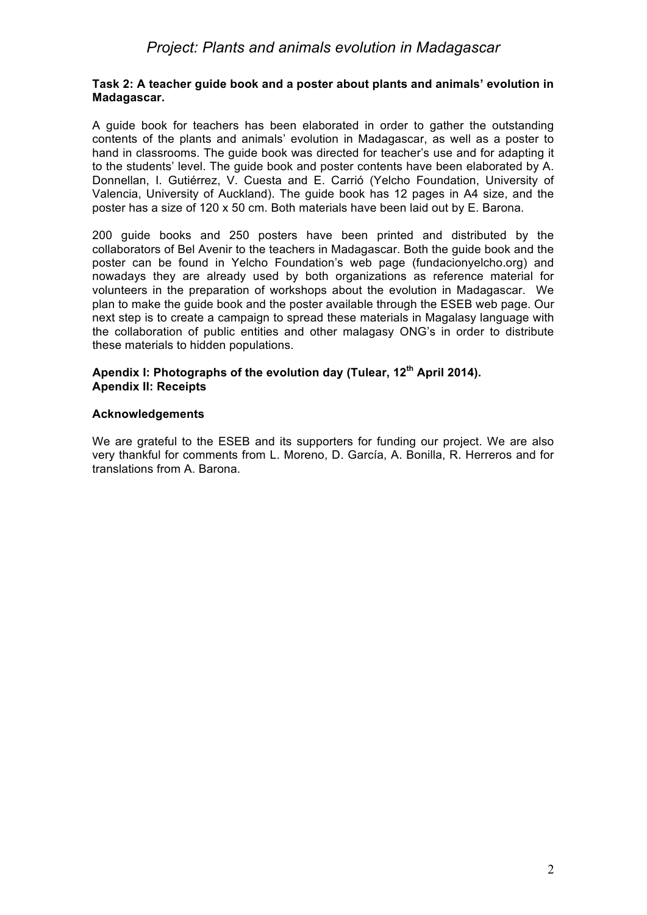**Task 2: A teacher guide book and a poster about plants and animals' evolution in Madagascar.**

A guide book for teachers has been elaborated in order to gather the outstanding contents of the plants and animals' evolution in Madagascar, as well as a poster to hand in classrooms. The guide book was directed for teacher's use and for adapting it to the students' level. The guide book and poster contents have been elaborated by A. Donnellan, I. Gutiérrez, V. Cuesta and E. Carrió (Yelcho Foundation, University of Valencia, University of Auckland). The guide book has 12 pages in A4 size, and the poster has a size of 120 x 50 cm. Both materials have been laid out by E. Barona.

200 guide books and 250 posters have been printed and distributed by the collaborators of Bel Avenir to the teachers in Madagascar. Both the guide book and the poster can be found in Yelcho Foundation's web page (fundacionyelcho.org) and nowadays they are already used by both organizations as reference material for volunteers in the preparation of workshops about the evolution in Madagascar. We plan to make the guide book and the poster available through the ESEB web page. Our next step is to create a campaign to spread these materials in Magalasy language with the collaboration of public entities and other malagasy ONG's in order to distribute these materials to hidden populations.

**Apendix I: Photographs of the evolution day (Tulear, 12th April 2014).**
**Apendix II: Receipts**

**Acknowledgements**

We are grateful to the ESEB and its supporters for funding our project. We are also very thankful for comments from L. Moreno, D. García, A. Bonilla, R. Herreros and for translations from A. Barona.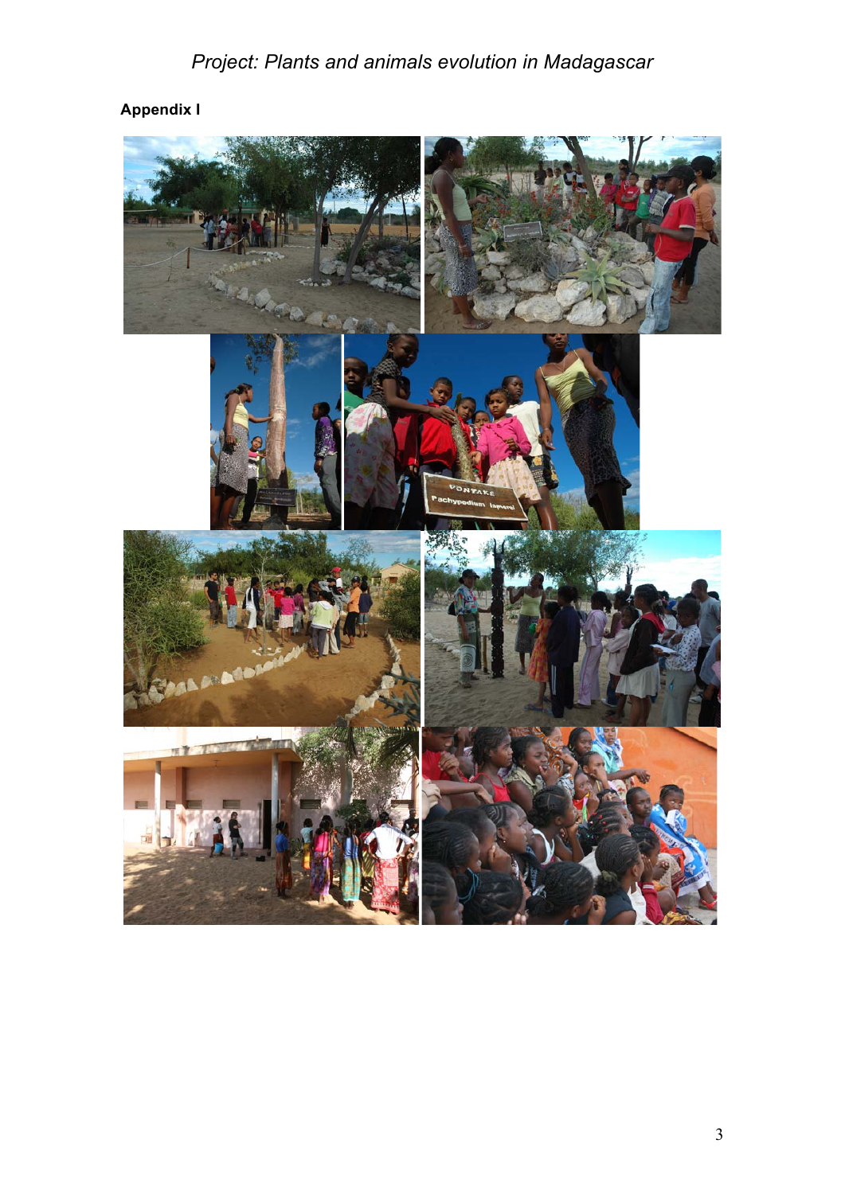**Appendix I**